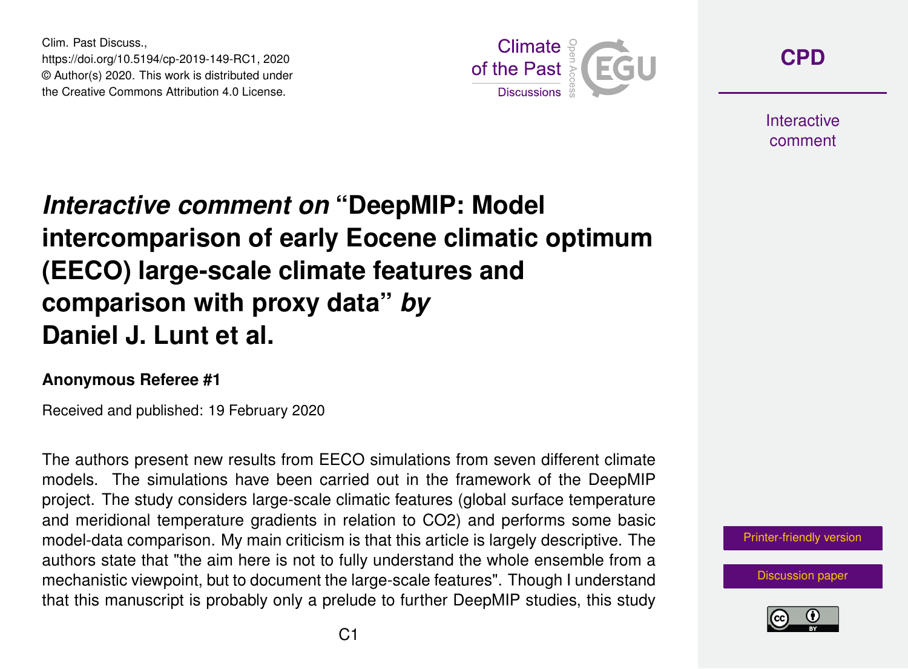# *Interactive comment on* "DeepMIP: Model intercomparison of early Eocene climatic optimum (EECO) large-scale climate features and comparison with proxy data" *by* Daniel J. Lunt et al.

**Anonymous Referee #1**

Received and published: 19 February 2020

The authors present new results from EECO simulations from seven different climate models. The simulations have been carried out in the framework of the DeepMIP project. The study considers large-scale climatic features (global surface temperature and meridional temperature gradients in relation to $CO_2$) and performs some basic model-data comparison. My main criticism is that this article is largely descriptive. The authors state that "the aim here is not to fully understand the whole ensemble from a mechanistic viewpoint, but to document the large-scale features". Though I understand that this manuscript is probably only a prelude to further DeepMIP studies, this study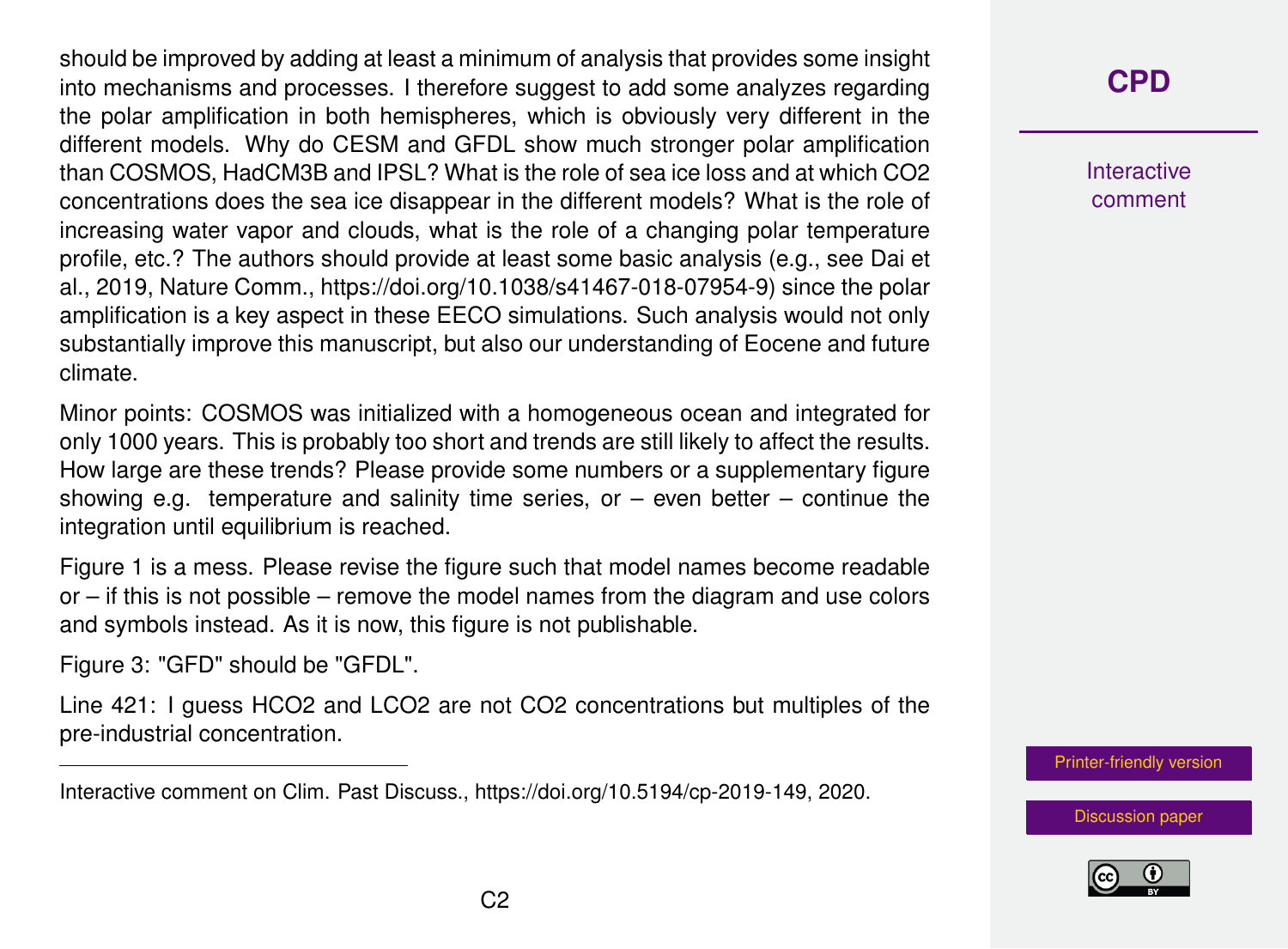should be improved by adding at least a minimum of analysis that provides some insight into mechanisms and processes. I therefore suggest to add some analyzes regarding the polar amplification in both hemispheres, which is obviously very different in the different models. Why do CESM and GFDL show much stronger polar amplification than COSMOS, HadCM3B and IPSL? What is the role of sea ice loss and at which $CO_2$ concentrations does the sea ice disappear in the different models? What is the role of increasing water vapor and clouds, what is the role of a changing polar temperature profile, etc.? The authors should provide at least some basic analysis (e.g., see Dai et al., 2019, Nature Comm., https://doi.org/10.1038/s41467-018-07954-9) since the polar amplification is a key aspect in these EECO simulations. Such analysis would not only substantially improve this manuscript, but also our understanding of Eocene and future climate.

Minor points: COSMOS was initialized with a homogeneous ocean and integrated for only 1000 years. This is probably too short and trends are still likely to affect the results. How large are these trends? Please provide some numbers or a supplementary figure showing e.g. temperature and salinity time series, or – even better – continue the integration until equilibrium is reached.

Figure 1 is a mess. Please revise the figure such that model names become readable or – if this is not possible – remove the model names from the diagram and use colors and symbols instead. As it is now, this figure is not publishable.

Figure 3: "GFD" should be "GFDL".

Line 421: I guess $HCO_2$ and $LCO_2$ are not $CO_2$ concentrations but multiples of the pre-industrial concentration.

---

Interactive comment on Clim. Past Discuss., https://doi.org/10.5194/cp-2019-149, 2020.